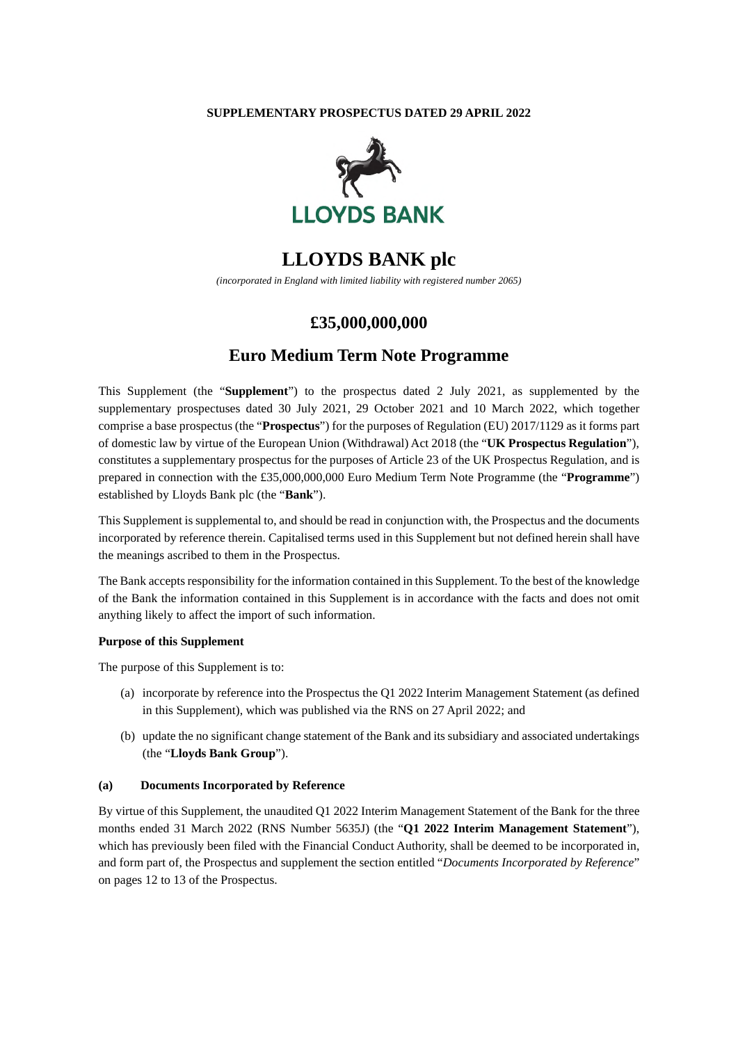**SUPPLEMENTARY PROSPECTUS DATED 29 APRIL 2022**

LLOYDS BANK

# LLOYDS BANK plc

*(incorporated in England with limited liability with registered number 2065)*

## £35,000,000,000

## Euro Medium Term Note Programme

This Supplement (the "**Supplement**") to the prospectus dated 2 July 2021, as supplemented by the supplementary prospectuses dated 30 July 2021, 29 October 2021 and 10 March 2022, which together comprise a base prospectus (the "**Prospectus**") for the purposes of Regulation (EU) 2017/1129 as it forms part of domestic law by virtue of the European Union (Withdrawal) Act 2018 (the "**UK Prospectus Regulation**"), constitutes a supplementary prospectus for the purposes of Article 23 of the UK Prospectus Regulation, and is prepared in connection with the £35,000,000,000 Euro Medium Term Note Programme (the "**Programme**") established by Lloyds Bank plc (the "**Bank**").

This Supplement is supplemental to, and should be read in conjunction with, the Prospectus and the documents incorporated by reference therein. Capitalised terms used in this Supplement but not defined herein shall have the meanings ascribed to them in the Prospectus.

The Bank accepts responsibility for the information contained in this Supplement. To the best of the knowledge of the Bank the information contained in this Supplement is in accordance with the facts and does not omit anything likely to affect the import of such information.

**Purpose of this Supplement**

The purpose of this Supplement is to:

(a) incorporate by reference into the Prospectus the Q1 2022 Interim Management Statement (as defined in this Supplement), which was published via the RNS on 27 April 2022; and

(b) update the no significant change statement of the Bank and its subsidiary and associated undertakings (the "**Lloyds Bank Group**").

**(a) Documents Incorporated by Reference**

By virtue of this Supplement, the unaudited Q1 2022 Interim Management Statement of the Bank for the three months ended 31 March 2022 (RNS Number 5635J) (the "**Q1 2022 Interim Management Statement**"), which has previously been filed with the Financial Conduct Authority, shall be deemed to be incorporated in, and form part of, the Prospectus and supplement the section entitled "*Documents Incorporated by Reference*" on pages 12 to 13 of the Prospectus.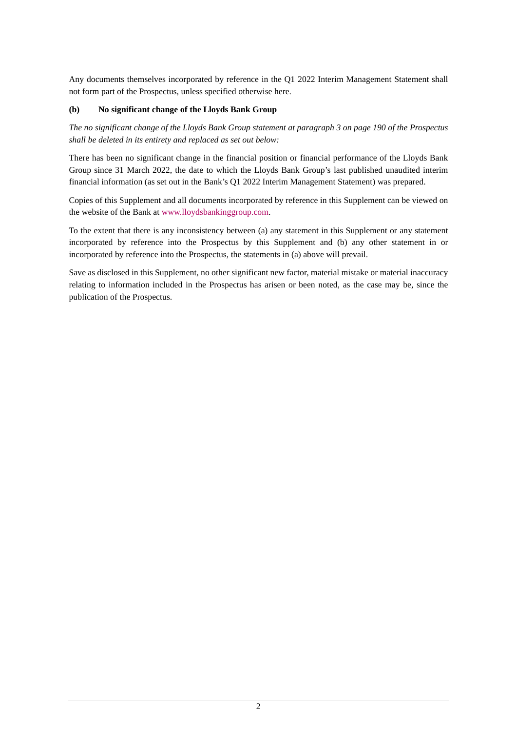Any documents themselves incorporated by reference in the Q1 2022 Interim Management Statement shall not form part of the Prospectus, unless specified otherwise here.

**(b) No significant change of the Lloyds Bank Group**

*The no significant change of the Lloyds Bank Group statement at paragraph 3 on page 190 of the Prospectus shall be deleted in its entirety and replaced as set out below:*

There has been no significant change in the financial position or financial performance of the Lloyds Bank Group since 31 March 2022, the date to which the Lloyds Bank Group's last published unaudited interim financial information (as set out in the Bank's Q1 2022 Interim Management Statement) was prepared.

Copies of this Supplement and all documents incorporated by reference in this Supplement can be viewed on the website of the Bank at www.lloydsbankinggroup.com.

To the extent that there is any inconsistency between (a) any statement in this Supplement or any statement incorporated by reference into the Prospectus by this Supplement and (b) any other statement in or incorporated by reference into the Prospectus, the statements in (a) above will prevail.

Save as disclosed in this Supplement, no other significant new factor, material mistake or material inaccuracy relating to information included in the Prospectus has arisen or been noted, as the case may be, since the publication of the Prospectus.